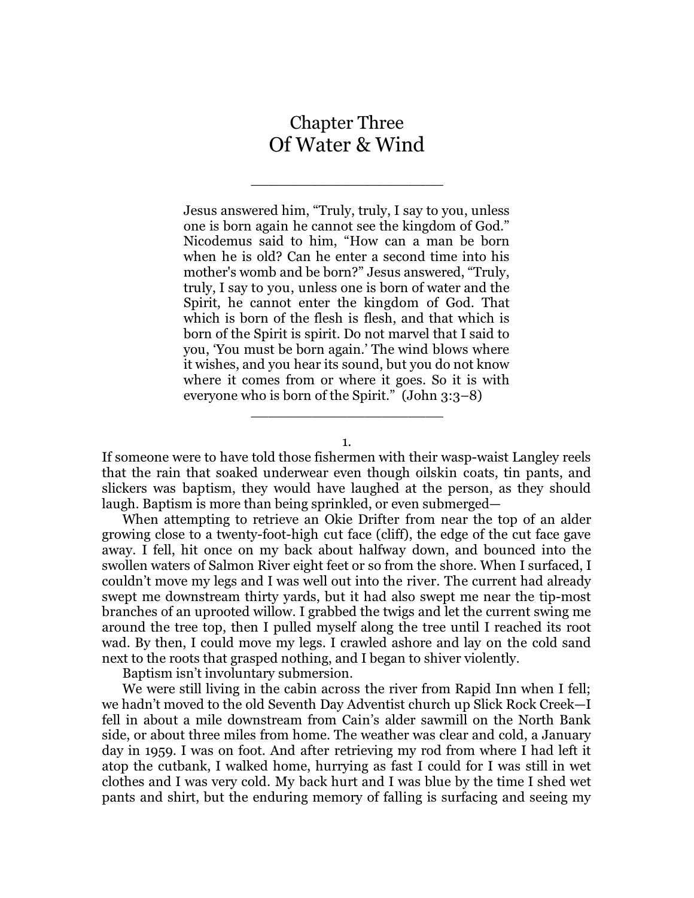# Chapter Three
# Of Water & Wind

---

> Jesus answered him, "Truly, truly, I say to you, unless one is born again he cannot see the kingdom of God." Nicodemus said to him, "How can a man be born when he is old? Can he enter a second time into his mother's womb and be born?" Jesus answered, "Truly, truly, I say to you, unless one is born of water and the Spirit, he cannot enter the kingdom of God. That which is born of the flesh is flesh, and that which is born of the Spirit is spirit. Do not marvel that I said to you, 'You must be born again.' The wind blows where it wishes, and you hear its sound, but you do not know where it comes from or where it goes. So it is with everyone who is born of the Spirit." (John 3:3–8)

---

1.

If someone were to have told those fishermen with their wasp-waist Langley reels that the rain that soaked underwear even though oilskin coats, tin pants, and slickers was baptism, they would have laughed at the person, as they should laugh. Baptism is more than being sprinkled, or even submerged—

When attempting to retrieve an Okie Drifter from near the top of an alder growing close to a twenty-foot-high cut face (cliff), the edge of the cut face gave away. I fell, hit once on my back about halfway down, and bounced into the swollen waters of Salmon River eight feet or so from the shore. When I surfaced, I couldn't move my legs and I was well out into the river. The current had already swept me downstream thirty yards, but it had also swept me near the tip-most branches of an uprooted willow. I grabbed the twigs and let the current swing me around the tree top, then I pulled myself along the tree until I reached its root wad. By then, I could move my legs. I crawled ashore and lay on the cold sand next to the roots that grasped nothing, and I began to shiver violently.

Baptism isn't involuntary submersion.

We were still living in the cabin across the river from Rapid Inn when I fell; we hadn't moved to the old Seventh Day Adventist church up Slick Rock Creek—I fell in about a mile downstream from Cain's alder sawmill on the North Bank side, or about three miles from home. The weather was clear and cold, a January day in 1959. I was on foot. And after retrieving my rod from where I had left it atop the cutbank, I walked home, hurrying as fast I could for I was still in wet clothes and I was very cold. My back hurt and I was blue by the time I shed wet pants and shirt, but the enduring memory of falling is surfacing and seeing my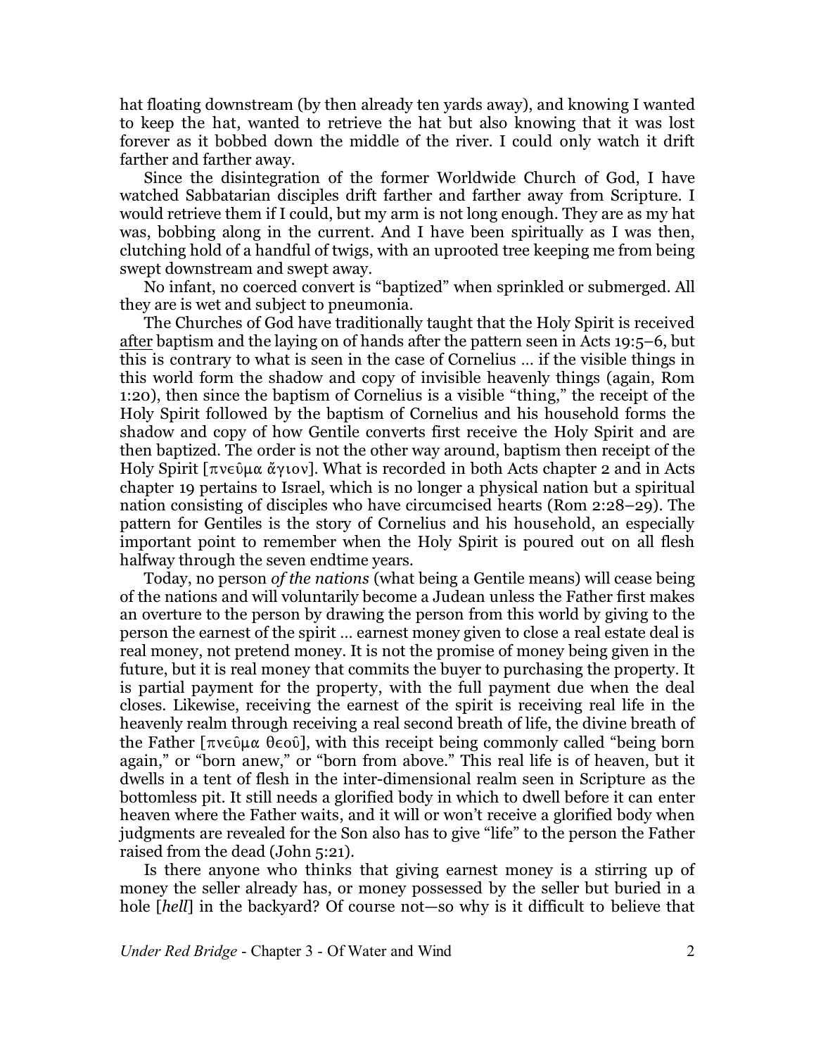hat floating downstream (by then already ten yards away), and knowing I wanted to keep the hat, wanted to retrieve the hat but also knowing that it was lost forever as it bobbed down the middle of the river. I could only watch it drift farther and farther away.

Since the disintegration of the former Worldwide Church of God, I have watched Sabbatarian disciples drift farther and farther away from Scripture. I would retrieve them if I could, but my arm is not long enough. They are as my hat was, bobbing along in the current. And I have been spiritually as I was then, clutching hold of a handful of twigs, with an uprooted tree keeping me from being swept downstream and swept away.

No infant, no coerced convert is "baptized" when sprinkled or submerged. All they are is wet and subject to pneumonia.

The Churches of God have traditionally taught that the Holy Spirit is received <u>after</u> baptism and the laying on of hands after the pattern seen in Acts 19:5–6, but this is contrary to what is seen in the case of Cornelius … if the visible things in this world form the shadow and copy of invisible heavenly things (again, Rom 1:20), then since the baptism of Cornelius is a visible "thing," the receipt of the Holy Spirit followed by the baptism of Cornelius and his household forms the shadow and copy of how Gentile converts first receive the Holy Spirit and are then baptized. The order is not the other way around, baptism then receipt of the Holy Spirit [πνεῦμα ἅγιον]. What is recorded in both Acts chapter 2 and in Acts chapter 19 pertains to Israel, which is no longer a physical nation but a spiritual nation consisting of disciples who have circumcised hearts (Rom 2:28–29). The pattern for Gentiles is the story of Cornelius and his household, an especially important point to remember when the Holy Spirit is poured out on all flesh halfway through the seven endtime years.

Today, no person *of the nations* (what being a Gentile means) will cease being of the nations and will voluntarily become a Judean unless the Father first makes an overture to the person by drawing the person from this world by giving to the person the earnest of the spirit … earnest money given to close a real estate deal is real money, not pretend money. It is not the promise of money being given in the future, but it is real money that commits the buyer to purchasing the property. It is partial payment for the property, with the full payment due when the deal closes. Likewise, receiving the earnest of the spirit is receiving real life in the heavenly realm through receiving a real second breath of life, the divine breath of the Father [πνεῦμα θεοῦ], with this receipt being commonly called "being born again," or "born anew," or "born from above." This real life is of heaven, but it dwells in a tent of flesh in the inter-dimensional realm seen in Scripture as the bottomless pit. It still needs a glorified body in which to dwell before it can enter heaven where the Father waits, and it will or won't receive a glorified body when judgments are revealed for the Son also has to give "life" to the person the Father raised from the dead (John 5:21).

Is there anyone who thinks that giving earnest money is a stirring up of money the seller already has, or money possessed by the seller but buried in a hole [*hell*] in the backyard? Of course not—so why is it difficult to believe that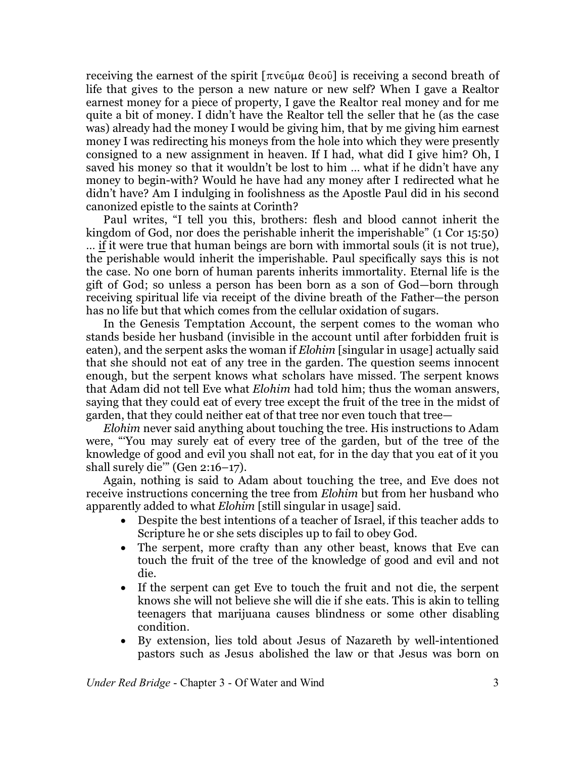receiving the earnest of the spirit [πνεῦμα θεοῦ] is receiving a second breath of life that gives to the person a new nature or new self? When I gave a Realtor earnest money for a piece of property, I gave the Realtor real money and for me quite a bit of money. I didn't have the Realtor tell the seller that he (as the case was) already had the money I would be giving him, that by me giving him earnest money I was redirecting his moneys from the hole into which they were presently consigned to a new assignment in heaven. If I had, what did I give him? Oh, I saved his money so that it wouldn't be lost to him … what if he didn't have any money to begin-with? Would he have had any money after I redirected what he didn't have? Am I indulging in foolishness as the Apostle Paul did in his second canonized epistle to the saints at Corinth?

Paul writes, "I tell you this, brothers: flesh and blood cannot inherit the kingdom of God, nor does the perishable inherit the imperishable" (1 Cor 15:50) … <u>if</u> it were true that human beings are born with immortal souls (it is not true), the perishable would inherit the imperishable. Paul specifically says this is not the case. No one born of human parents inherits immortality. Eternal life is the gift of God; so unless a person has been born as a son of God—born through receiving spiritual life via receipt of the divine breath of the Father—the person has no life but that which comes from the cellular oxidation of sugars.

In the Genesis Temptation Account, the serpent comes to the woman who stands beside her husband (invisible in the account until after forbidden fruit is eaten), and the serpent asks the woman if *Elohim* [singular in usage] actually said that she should not eat of any tree in the garden. The question seems innocent enough, but the serpent knows what scholars have missed. The serpent knows that Adam did not tell Eve what *Elohim* had told him; thus the woman answers, saying that they could eat of every tree except the fruit of the tree in the midst of garden, that they could neither eat of that tree nor even touch that tree—

*Elohim* never said anything about touching the tree. His instructions to Adam were, "'You may surely eat of every tree of the garden, but of the tree of the knowledge of good and evil you shall not eat, for in the day that you eat of it you shall surely die'" (Gen 2:16–17).

Again, nothing is said to Adam about touching the tree, and Eve does not receive instructions concerning the tree from *Elohim* but from her husband who apparently added to what *Elohim* [still singular in usage] said.

- Despite the best intentions of a teacher of Israel, if this teacher adds to Scripture he or she sets disciples up to fail to obey God.
- The serpent, more crafty than any other beast, knows that Eve can touch the fruit of the tree of the knowledge of good and evil and not die.
- If the serpent can get Eve to touch the fruit and not die, the serpent knows she will not believe she will die if she eats. This is akin to telling teenagers that marijuana causes blindness or some other disabling condition.
- By extension, lies told about Jesus of Nazareth by well-intentioned pastors such as Jesus abolished the law or that Jesus was born on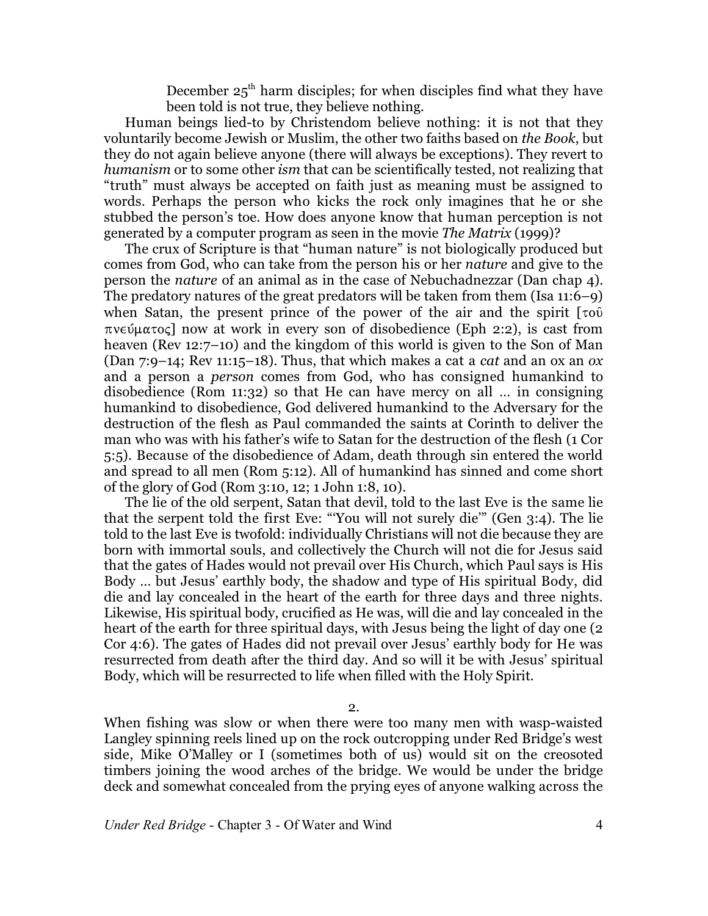December 25th harm disciples; for when disciples find what they have been told is not true, they believe nothing.

Human beings lied-to by Christendom believe nothing: it is not that they voluntarily become Jewish or Muslim, the other two faiths based on *the Book*, but they do not again believe anyone (there will always be exceptions). They revert to *humanism* or to some other *ism* that can be scientifically tested, not realizing that "truth" must always be accepted on faith just as meaning must be assigned to words. Perhaps the person who kicks the rock only imagines that he or she stubbed the person's toe. How does anyone know that human perception is not generated by a computer program as seen in the movie *The Matrix* (1999)?

The crux of Scripture is that "human nature" is not biologically produced but comes from God, who can take from the person his or her *nature* and give to the person the *nature* of an animal as in the case of Nebuchadnezzar (Dan chap 4). The predatory natures of the great predators will be taken from them (Isa 11:6–9) when Satan, the present prince of the power of the air and the spirit [τοῦ πνεύματος] now at work in every son of disobedience (Eph 2:2), is cast from heaven (Rev 12:7–10) and the kingdom of this world is given to the Son of Man (Dan 7:9–14; Rev 11:15–18). Thus, that which makes a cat a *cat* and an ox an *ox* and a person a *person* comes from God, who has consigned humankind to disobedience (Rom 11:32) so that He can have mercy on all … in consigning humankind to disobedience, God delivered humankind to the Adversary for the destruction of the flesh as Paul commanded the saints at Corinth to deliver the man who was with his father's wife to Satan for the destruction of the flesh (1 Cor 5:5). Because of the disobedience of Adam, death through sin entered the world and spread to all men (Rom 5:12). All of humankind has sinned and come short of the glory of God (Rom 3:10, 12; 1 John 1:8, 10).

The lie of the old serpent, Satan that devil, told to the last Eve is the same lie that the serpent told the first Eve: "'You will not surely die'" (Gen 3:4). The lie told to the last Eve is twofold: individually Christians will not die because they are born with immortal souls, and collectively the Church will not die for Jesus said that the gates of Hades would not prevail over His Church, which Paul says is His Body … but Jesus' earthly body, the shadow and type of His spiritual Body, did die and lay concealed in the heart of the earth for three days and three nights. Likewise, His spiritual body, crucified as He was, will die and lay concealed in the heart of the earth for three spiritual days, with Jesus being the light of day one (2 Cor 4:6). The gates of Hades did not prevail over Jesus' earthly body for He was resurrected from death after the third day. And so will it be with Jesus' spiritual Body, which will be resurrected to life when filled with the Holy Spirit.

2.

When fishing was slow or when there were too many men with wasp-waisted Langley spinning reels lined up on the rock outcropping under Red Bridge's west side, Mike O'Malley or I (sometimes both of us) would sit on the creosoted timbers joining the wood arches of the bridge. We would be under the bridge deck and somewhat concealed from the prying eyes of anyone walking across the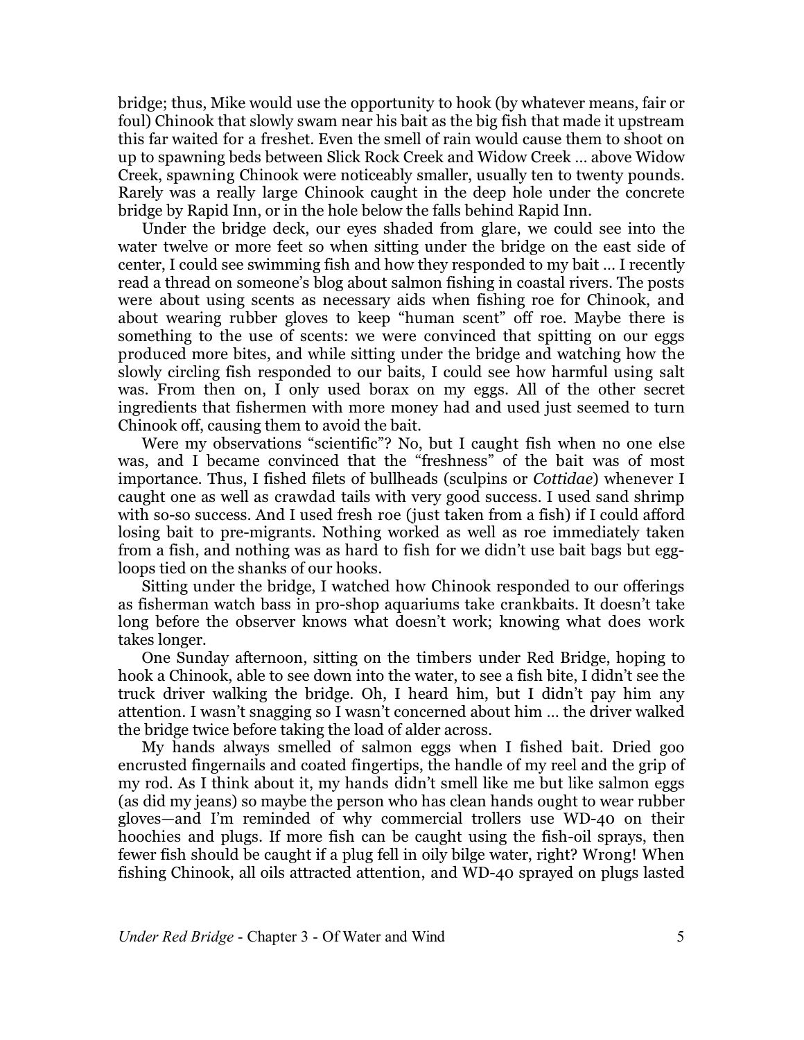bridge; thus, Mike would use the opportunity to hook (by whatever means, fair or foul) Chinook that slowly swam near his bait as the big fish that made it upstream this far waited for a freshet. Even the smell of rain would cause them to shoot on up to spawning beds between Slick Rock Creek and Widow Creek … above Widow Creek, spawning Chinook were noticeably smaller, usually ten to twenty pounds. Rarely was a really large Chinook caught in the deep hole under the concrete bridge by Rapid Inn, or in the hole below the falls behind Rapid Inn.

Under the bridge deck, our eyes shaded from glare, we could see into the water twelve or more feet so when sitting under the bridge on the east side of center, I could see swimming fish and how they responded to my bait … I recently read a thread on someone's blog about salmon fishing in coastal rivers. The posts were about using scents as necessary aids when fishing roe for Chinook, and about wearing rubber gloves to keep "human scent" off roe. Maybe there is something to the use of scents: we were convinced that spitting on our eggs produced more bites, and while sitting under the bridge and watching how the slowly circling fish responded to our baits, I could see how harmful using salt was. From then on, I only used borax on my eggs. All of the other secret ingredients that fishermen with more money had and used just seemed to turn Chinook off, causing them to avoid the bait.

Were my observations "scientific"? No, but I caught fish when no one else was, and I became convinced that the "freshness" of the bait was of most importance. Thus, I fished filets of bullheads (sculpins or *Cottidae*) whenever I caught one as well as crawdad tails with very good success. I used sand shrimp with so-so success. And I used fresh roe (just taken from a fish) if I could afford losing bait to pre-migrants. Nothing worked as well as roe immediately taken from a fish, and nothing was as hard to fish for we didn't use bait bags but egg-loops tied on the shanks of our hooks.

Sitting under the bridge, I watched how Chinook responded to our offerings as fisherman watch bass in pro-shop aquariums take crankbaits. It doesn't take long before the observer knows what doesn't work; knowing what does work takes longer.

One Sunday afternoon, sitting on the timbers under Red Bridge, hoping to hook a Chinook, able to see down into the water, to see a fish bite, I didn't see the truck driver walking the bridge. Oh, I heard him, but I didn't pay him any attention. I wasn't snagging so I wasn't concerned about him … the driver walked the bridge twice before taking the load of alder across.

My hands always smelled of salmon eggs when I fished bait. Dried goo encrusted fingernails and coated fingertips, the handle of my reel and the grip of my rod. As I think about it, my hands didn't smell like me but like salmon eggs (as did my jeans) so maybe the person who has clean hands ought to wear rubber gloves—and I'm reminded of why commercial trollers use WD-40 on their hoochies and plugs. If more fish can be caught using the fish-oil sprays, then fewer fish should be caught if a plug fell in oily bilge water, right? Wrong! When fishing Chinook, all oils attracted attention, and WD-40 sprayed on plugs lasted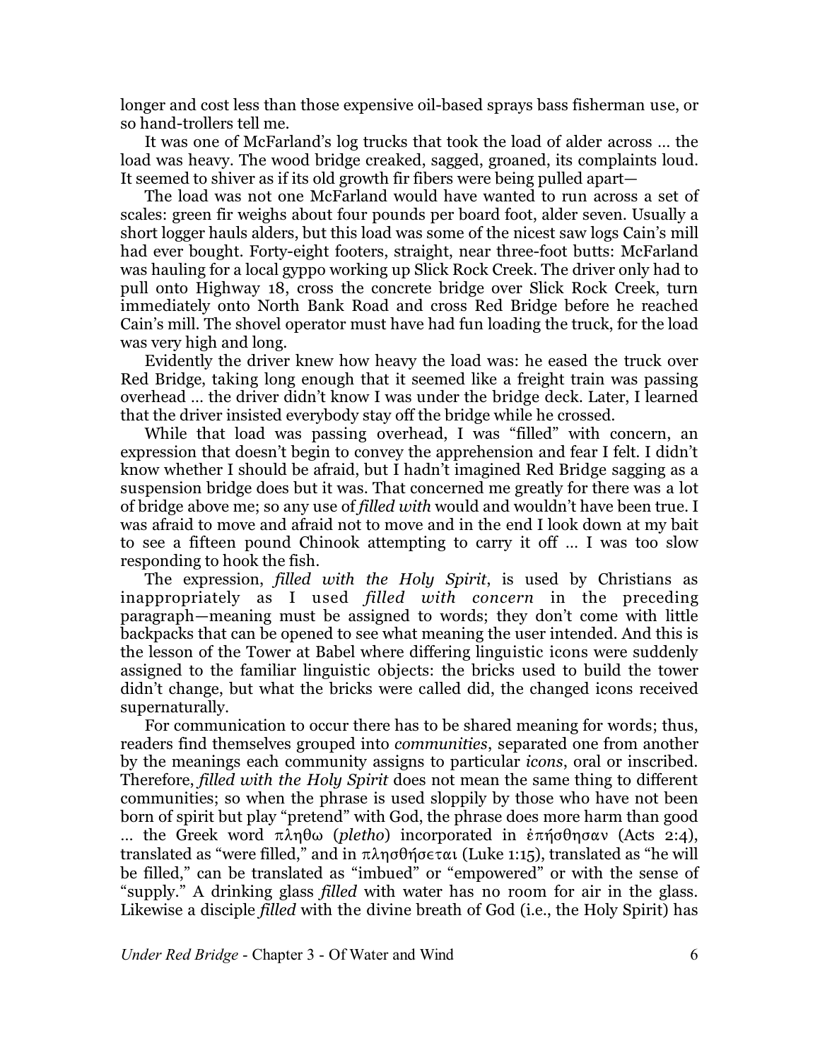longer and cost less than those expensive oil-based sprays bass fisherman use, or so hand-trollers tell me.

It was one of McFarland's log trucks that took the load of alder across … the load was heavy. The wood bridge creaked, sagged, groaned, its complaints loud. It seemed to shiver as if its old growth fir fibers were being pulled apart—

The load was not one McFarland would have wanted to run across a set of scales: green fir weighs about four pounds per board foot, alder seven. Usually a short logger hauls alders, but this load was some of the nicest saw logs Cain's mill had ever bought. Forty-eight footers, straight, near three-foot butts: McFarland was hauling for a local gyppo working up Slick Rock Creek. The driver only had to pull onto Highway 18, cross the concrete bridge over Slick Rock Creek, turn immediately onto North Bank Road and cross Red Bridge before he reached Cain's mill. The shovel operator must have had fun loading the truck, for the load was very high and long.

Evidently the driver knew how heavy the load was: he eased the truck over Red Bridge, taking long enough that it seemed like a freight train was passing overhead … the driver didn't know I was under the bridge deck. Later, I learned that the driver insisted everybody stay off the bridge while he crossed.

While that load was passing overhead, I was "filled" with concern, an expression that doesn't begin to convey the apprehension and fear I felt. I didn't know whether I should be afraid, but I hadn't imagined Red Bridge sagging as a suspension bridge does but it was. That concerned me greatly for there was a lot of bridge above me; so any use of *filled with* would and wouldn't have been true. I was afraid to move and afraid not to move and in the end I look down at my bait to see a fifteen pound Chinook attempting to carry it off … I was too slow responding to hook the fish.

The expression, *filled with the Holy Spirit*, is used by Christians as inappropriately as I used *filled with concern* in the preceding paragraph—meaning must be assigned to words; they don't come with little backpacks that can be opened to see what meaning the user intended. And this is the lesson of the Tower at Babel where differing linguistic icons were suddenly assigned to the familiar linguistic objects: the bricks used to build the tower didn't change, but what the bricks were called did, the changed icons received supernaturally.

For communication to occur there has to be shared meaning for words; thus, readers find themselves grouped into *communities*, separated one from another by the meanings each community assigns to particular *icons*, oral or inscribed. Therefore, *filled with the Holy Spirit* does not mean the same thing to different communities; so when the phrase is used sloppily by those who have not been born of spirit but play "pretend" with God, the phrase does more harm than good … the Greek word πληθω (*pletho*) incorporated in ἐπήσθησαν (Acts 2:4), translated as "were filled," and in πλησθήσεται (Luke 1:15), translated as "he will be filled," can be translated as "imbued" or "empowered" or with the sense of "supply." A drinking glass *filled* with water has no room for air in the glass. Likewise a disciple *filled* with the divine breath of God (i.e., the Holy Spirit) has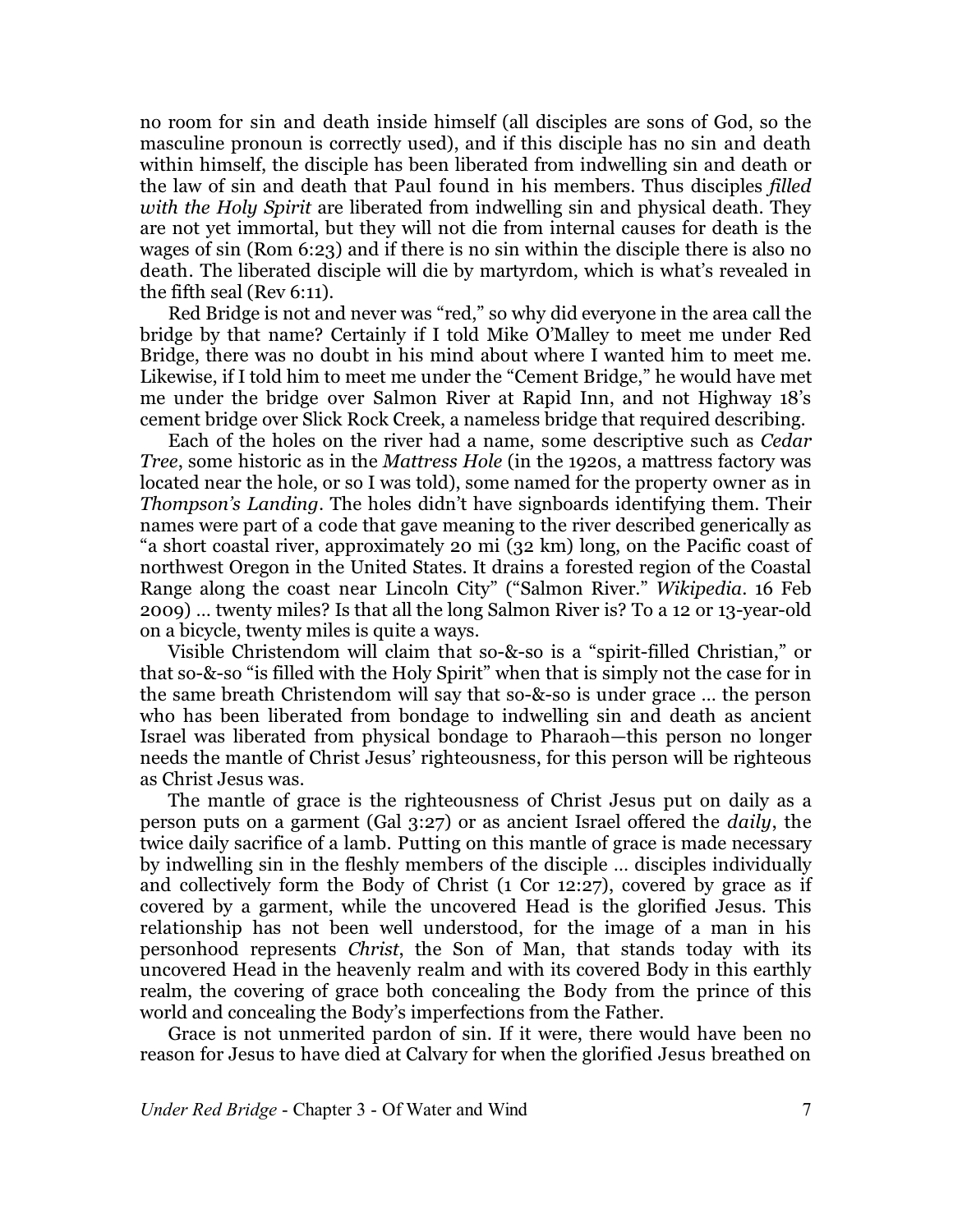no room for sin and death inside himself (all disciples are sons of God, so the masculine pronoun is correctly used), and if this disciple has no sin and death within himself, the disciple has been liberated from indwelling sin and death or the law of sin and death that Paul found in his members. Thus disciples *filled with the Holy Spirit* are liberated from indwelling sin and physical death. They are not yet immortal, but they will not die from internal causes for death is the wages of sin (Rom 6:23) and if there is no sin within the disciple there is also no death. The liberated disciple will die by martyrdom, which is what's revealed in the fifth seal (Rev 6:11).

Red Bridge is not and never was "red," so why did everyone in the area call the bridge by that name? Certainly if I told Mike O'Malley to meet me under Red Bridge, there was no doubt in his mind about where I wanted him to meet me. Likewise, if I told him to meet me under the "Cement Bridge," he would have met me under the bridge over Salmon River at Rapid Inn, and not Highway 18's cement bridge over Slick Rock Creek, a nameless bridge that required describing.

Each of the holes on the river had a name, some descriptive such as *Cedar Tree*, some historic as in the *Mattress Hole* (in the 1920s, a mattress factory was located near the hole, or so I was told), some named for the property owner as in *Thompson's Landing*. The holes didn't have signboards identifying them. Their names were part of a code that gave meaning to the river described generically as "a short coastal river, approximately 20 mi (32 km) long, on the Pacific coast of northwest Oregon in the United States. It drains a forested region of the Coastal Range along the coast near Lincoln City" ("Salmon River." *Wikipedia*. 16 Feb 2009) … twenty miles? Is that all the long Salmon River is? To a 12 or 13-year-old on a bicycle, twenty miles is quite a ways.

Visible Christendom will claim that so-&-so is a "spirit-filled Christian," or that so-&-so "is filled with the Holy Spirit" when that is simply not the case for in the same breath Christendom will say that so-&-so is under grace … the person who has been liberated from bondage to indwelling sin and death as ancient Israel was liberated from physical bondage to Pharaoh—this person no longer needs the mantle of Christ Jesus' righteousness, for this person will be righteous as Christ Jesus was.

The mantle of grace is the righteousness of Christ Jesus put on daily as a person puts on a garment (Gal 3:27) or as ancient Israel offered the *daily*, the twice daily sacrifice of a lamb. Putting on this mantle of grace is made necessary by indwelling sin in the fleshly members of the disciple … disciples individually and collectively form the Body of Christ (1 Cor 12:27), covered by grace as if covered by a garment, while the uncovered Head is the glorified Jesus. This relationship has not been well understood, for the image of a man in his personhood represents *Christ*, the Son of Man, that stands today with its uncovered Head in the heavenly realm and with its covered Body in this earthly realm, the covering of grace both concealing the Body from the prince of this world and concealing the Body's imperfections from the Father.

Grace is not unmerited pardon of sin. If it were, there would have been no reason for Jesus to have died at Calvary for when the glorified Jesus breathed on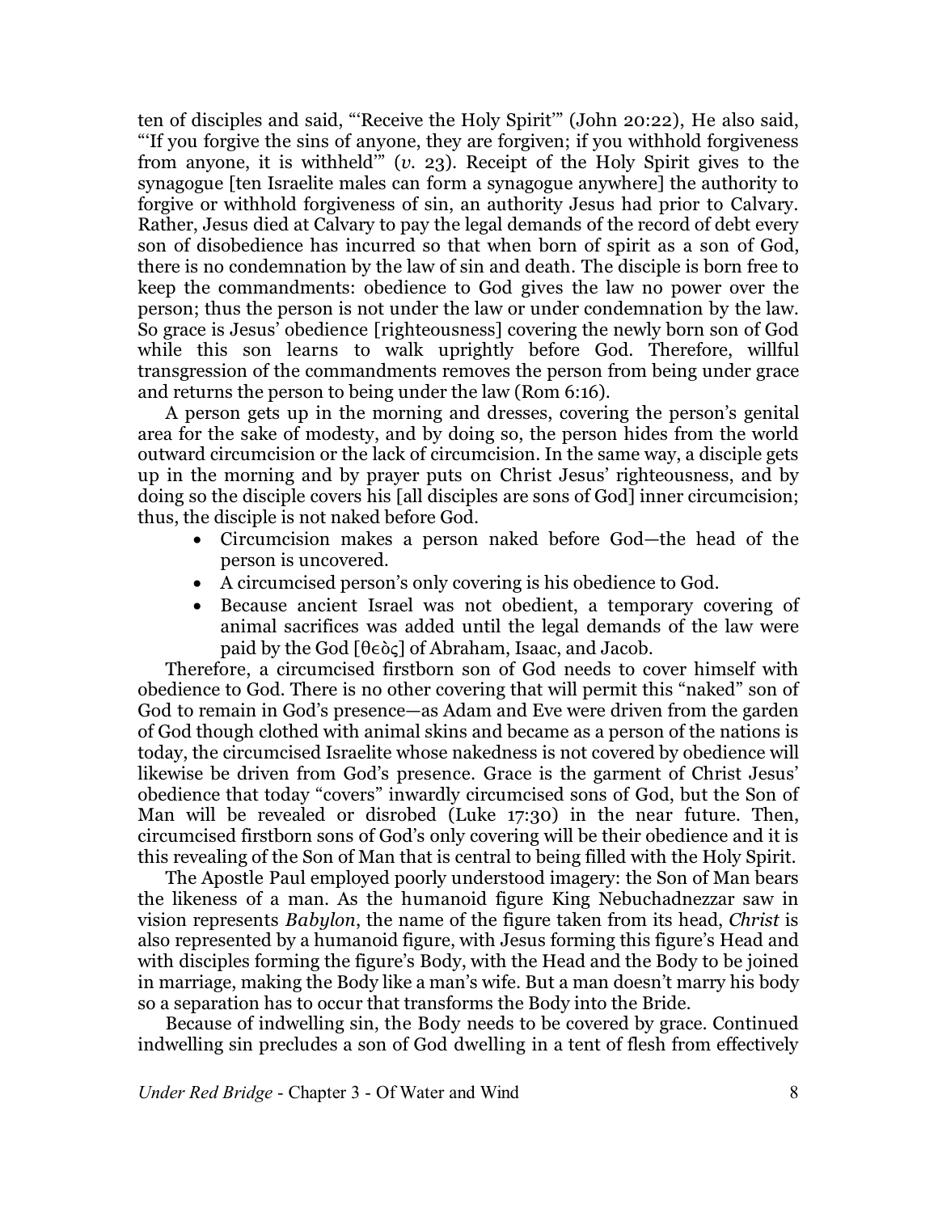ten of disciples and said, "'Receive the Holy Spirit'" (John 20:22), He also said, "'If you forgive the sins of anyone, they are forgiven; if you withhold forgiveness from anyone, it is withheld'" (*v.* 23). Receipt of the Holy Spirit gives to the synagogue [ten Israelite males can form a synagogue anywhere] the authority to forgive or withhold forgiveness of sin, an authority Jesus had prior to Calvary. Rather, Jesus died at Calvary to pay the legal demands of the record of debt every son of disobedience has incurred so that when born of spirit as a son of God, there is no condemnation by the law of sin and death. The disciple is born free to keep the commandments: obedience to God gives the law no power over the person; thus the person is not under the law or under condemnation by the law. So grace is Jesus' obedience [righteousness] covering the newly born son of God while this son learns to walk uprightly before God. Therefore, willful transgression of the commandments removes the person from being under grace and returns the person to being under the law (Rom 6:16).

A person gets up in the morning and dresses, covering the person's genital area for the sake of modesty, and by doing so, the person hides from the world outward circumcision or the lack of circumcision. In the same way, a disciple gets up in the morning and by prayer puts on Christ Jesus' righteousness, and by doing so the disciple covers his [all disciples are sons of God] inner circumcision; thus, the disciple is not naked before God.

- Circumcision makes a person naked before God—the head of the person is uncovered.
- A circumcised person's only covering is his obedience to God.
- Because ancient Israel was not obedient, a temporary covering of animal sacrifices was added until the legal demands of the law were paid by the God [θεὸς] of Abraham, Isaac, and Jacob.

Therefore, a circumcised firstborn son of God needs to cover himself with obedience to God. There is no other covering that will permit this "naked" son of God to remain in God's presence—as Adam and Eve were driven from the garden of God though clothed with animal skins and became as a person of the nations is today, the circumcised Israelite whose nakedness is not covered by obedience will likewise be driven from God's presence. Grace is the garment of Christ Jesus' obedience that today "covers" inwardly circumcised sons of God, but the Son of Man will be revealed or disrobed (Luke 17:30) in the near future. Then, circumcised firstborn sons of God's only covering will be their obedience and it is this revealing of the Son of Man that is central to being filled with the Holy Spirit.

The Apostle Paul employed poorly understood imagery: the Son of Man bears the likeness of a man. As the humanoid figure King Nebuchadnezzar saw in vision represents *Babylon*, the name of the figure taken from its head, *Christ* is also represented by a humanoid figure, with Jesus forming this figure's Head and with disciples forming the figure's Body, with the Head and the Body to be joined in marriage, making the Body like a man's wife. But a man doesn't marry his body so a separation has to occur that transforms the Body into the Bride.

Because of indwelling sin, the Body needs to be covered by grace. Continued indwelling sin precludes a son of God dwelling in a tent of flesh from effectively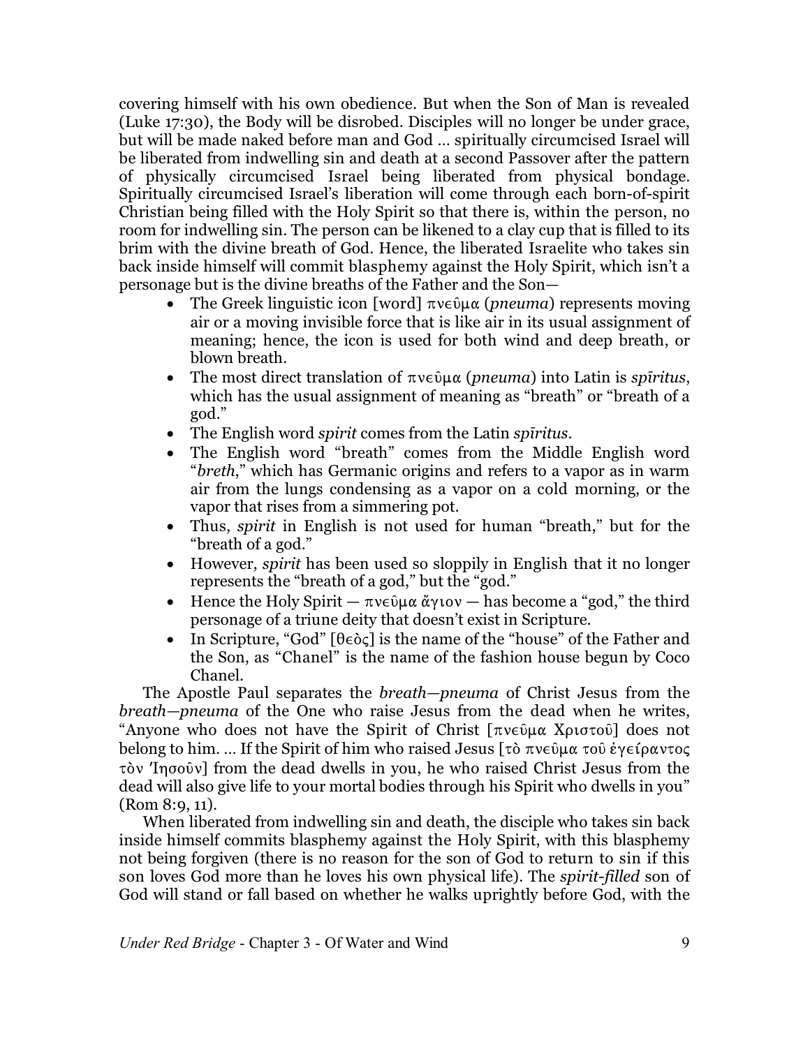covering himself with his own obedience. But when the Son of Man is revealed (Luke 17:30), the Body will be disrobed. Disciples will no longer be under grace, but will be made naked before man and God … spiritually circumcised Israel will be liberated from indwelling sin and death at a second Passover after the pattern of physically circumcised Israel being liberated from physical bondage. Spiritually circumcised Israel's liberation will come through each born-of-spirit Christian being filled with the Holy Spirit so that there is, within the person, no room for indwelling sin. The person can be likened to a clay cup that is filled to its brim with the divine breath of God. Hence, the liberated Israelite who takes sin back inside himself will commit blasphemy against the Holy Spirit, which isn't a personage but is the divine breaths of the Father and the Son—

- The Greek linguistic icon [word] πνεῦμα (*pneuma*) represents moving air or a moving invisible force that is like air in its usual assignment of meaning; hence, the icon is used for both wind and deep breath, or blown breath.
- The most direct translation of πνεῦμα (*pneuma*) into Latin is *spīritus*, which has the usual assignment of meaning as "breath" or "breath of a god."
- The English word *spirit* comes from the Latin *spīritus*.
- The English word "breath" comes from the Middle English word "*breth*," which has Germanic origins and refers to a vapor as in warm air from the lungs condensing as a vapor on a cold morning, or the vapor that rises from a simmering pot.
- Thus, *spirit* in English is not used for human "breath," but for the "breath of a god."
- However, *spirit* has been used so sloppily in English that it no longer represents the "breath of a god," but the "god."
- Hence the Holy Spirit — πνεῦμα ἅγιον — has become a "god," the third personage of a triune deity that doesn't exist in Scripture.
- In Scripture, "God" [θεὸς] is the name of the "house" of the Father and the Son, as "Chanel" is the name of the fashion house begun by Coco Chanel.

The Apostle Paul separates the *breath—pneuma* of Christ Jesus from the *breath—pneuma* of the One who raise Jesus from the dead when he writes, "Anyone who does not have the Spirit of Christ [πνεῦμα Χριστοῦ] does not belong to him. … If the Spirit of him who raised Jesus [τὸ πνεῦμα τοῦ ἐγείραντος τὸν Ἰησοῦν] from the dead dwells in you, he who raised Christ Jesus from the dead will also give life to your mortal bodies through his Spirit who dwells in you" (Rom 8:9, 11).

When liberated from indwelling sin and death, the disciple who takes sin back inside himself commits blasphemy against the Holy Spirit, with this blasphemy not being forgiven (there is no reason for the son of God to return to sin if this son loves God more than he loves his own physical life). The *spirit-filled* son of God will stand or fall based on whether he walks uprightly before God, with the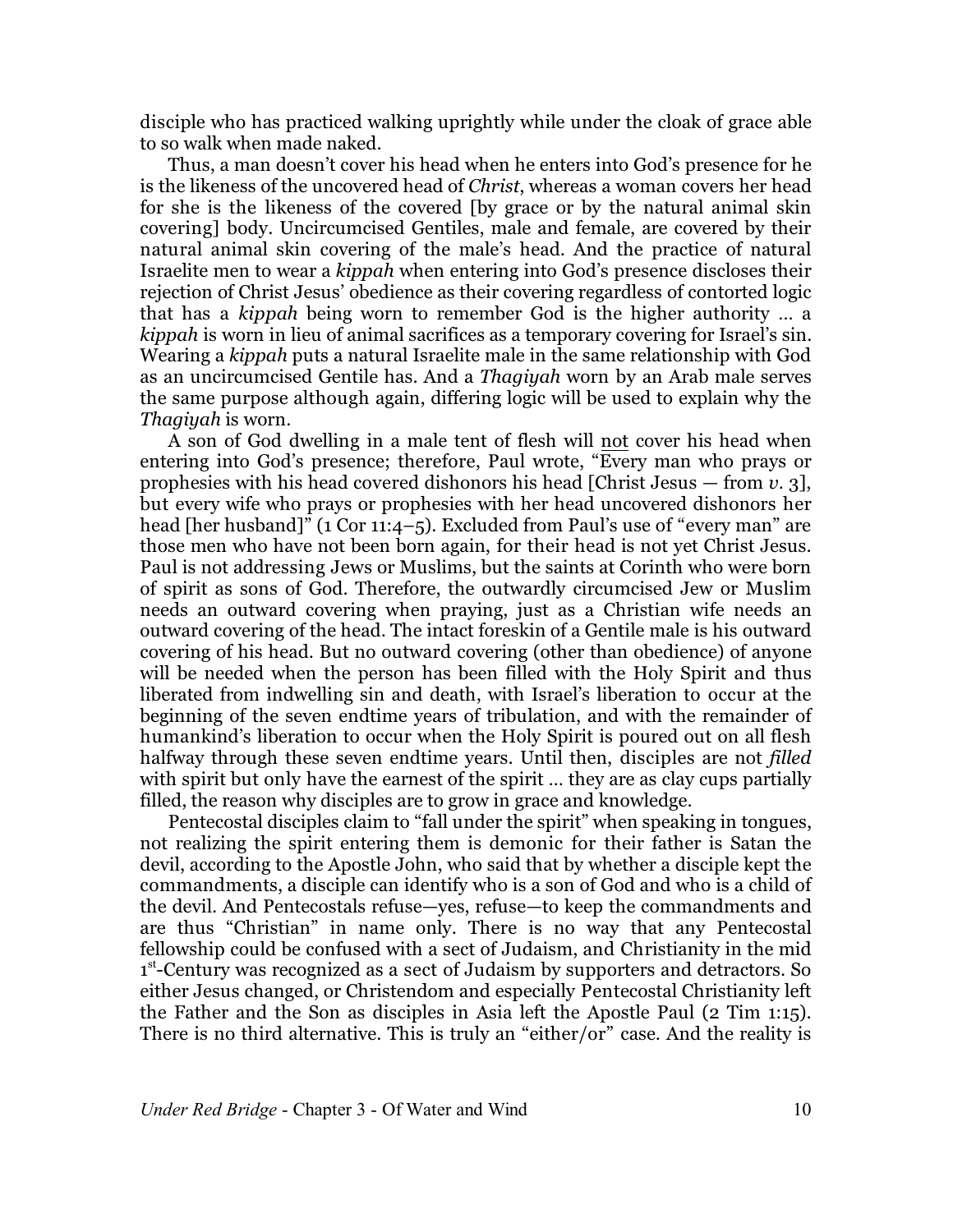disciple who has practiced walking uprightly while under the cloak of grace able to so walk when made naked.

Thus, a man doesn't cover his head when he enters into God's presence for he is the likeness of the uncovered head of *Christ*, whereas a woman covers her head for she is the likeness of the covered [by grace or by the natural animal skin covering] body. Uncircumcised Gentiles, male and female, are covered by their natural animal skin covering of the male's head. And the practice of natural Israelite men to wear a *kippah* when entering into God's presence discloses their rejection of Christ Jesus' obedience as their covering regardless of contorted logic that has a *kippah* being worn to remember God is the higher authority … a *kippah* is worn in lieu of animal sacrifices as a temporary covering for Israel's sin. Wearing a *kippah* puts a natural Israelite male in the same relationship with God as an uncircumcised Gentile has. And a *Thagiyah* worn by an Arab male serves the same purpose although again, differing logic will be used to explain why the *Thagiyah* is worn.

A son of God dwelling in a male tent of flesh will <u>not</u> cover his head when entering into God's presence; therefore, Paul wrote, "Every man who prays or prophesies with his head covered dishonors his head [Christ Jesus — from *v*. 3], but every wife who prays or prophesies with her head uncovered dishonors her head [her husband]" (1 Cor 11:4–5). Excluded from Paul's use of "every man" are those men who have not been born again, for their head is not yet Christ Jesus. Paul is not addressing Jews or Muslims, but the saints at Corinth who were born of spirit as sons of God. Therefore, the outwardly circumcised Jew or Muslim needs an outward covering when praying, just as a Christian wife needs an outward covering of the head. The intact foreskin of a Gentile male is his outward covering of his head. But no outward covering (other than obedience) of anyone will be needed when the person has been filled with the Holy Spirit and thus liberated from indwelling sin and death, with Israel's liberation to occur at the beginning of the seven endtime years of tribulation, and with the remainder of humankind's liberation to occur when the Holy Spirit is poured out on all flesh halfway through these seven endtime years. Until then, disciples are not *filled* with spirit but only have the earnest of the spirit … they are as clay cups partially filled, the reason why disciples are to grow in grace and knowledge.

Pentecostal disciples claim to "fall under the spirit" when speaking in tongues, not realizing the spirit entering them is demonic for their father is Satan the devil, according to the Apostle John, who said that by whether a disciple kept the commandments, a disciple can identify who is a son of God and who is a child of the devil. And Pentecostals refuse—yes, refuse—to keep the commandments and are thus "Christian" in name only. There is no way that any Pentecostal fellowship could be confused with a sect of Judaism, and Christianity in the mid 1st-Century was recognized as a sect of Judaism by supporters and detractors. So either Jesus changed, or Christendom and especially Pentecostal Christianity left the Father and the Son as disciples in Asia left the Apostle Paul (2 Tim 1:15). There is no third alternative. This is truly an "either/or" case. And the reality is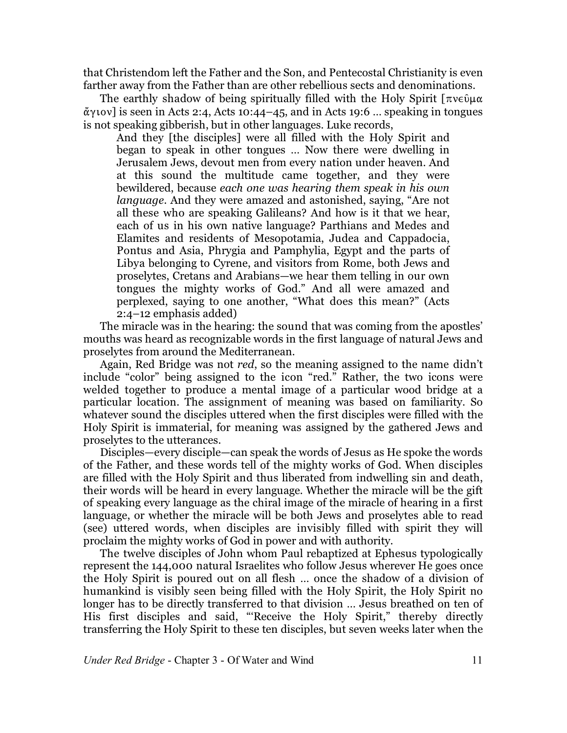that Christendom left the Father and the Son, and Pentecostal Christianity is even farther away from the Father than are other rebellious sects and denominations.

The earthly shadow of being spiritually filled with the Holy Spirit [πνεῦμα ἅγιον] is seen in Acts 2:4, Acts 10:44–45, and in Acts 19:6 … speaking in tongues is not speaking gibberish, but in other languages. Luke records,

> And they [the disciples] were all filled with the Holy Spirit and began to speak in other tongues … Now there were dwelling in Jerusalem Jews, devout men from every nation under heaven. And at this sound the multitude came together, and they were bewildered, because *each one was hearing them speak in his own language*. And they were amazed and astonished, saying, "Are not all these who are speaking Galileans? And how is it that we hear, each of us in his own native language? Parthians and Medes and Elamites and residents of Mesopotamia, Judea and Cappadocia, Pontus and Asia, Phrygia and Pamphylia, Egypt and the parts of Libya belonging to Cyrene, and visitors from Rome, both Jews and proselytes, Cretans and Arabians—we hear them telling in our own tongues the mighty works of God." And all were amazed and perplexed, saying to one another, "What does this mean?" (Acts 2:4–12 emphasis added)

The miracle was in the hearing: the sound that was coming from the apostles' mouths was heard as recognizable words in the first language of natural Jews and proselytes from around the Mediterranean.

Again, Red Bridge was not *red*, so the meaning assigned to the name didn't include "color" being assigned to the icon "red." Rather, the two icons were welded together to produce a mental image of a particular wood bridge at a particular location. The assignment of meaning was based on familiarity. So whatever sound the disciples uttered when the first disciples were filled with the Holy Spirit is immaterial, for meaning was assigned by the gathered Jews and proselytes to the utterances.

Disciples—every disciple—can speak the words of Jesus as He spoke the words of the Father, and these words tell of the mighty works of God. When disciples are filled with the Holy Spirit and thus liberated from indwelling sin and death, their words will be heard in every language. Whether the miracle will be the gift of speaking every language as the chiral image of the miracle of hearing in a first language, or whether the miracle will be both Jews and proselytes able to read (see) uttered words, when disciples are invisibly filled with spirit they will proclaim the mighty works of God in power and with authority.

The twelve disciples of John whom Paul rebaptized at Ephesus typologically represent the 144,000 natural Israelites who follow Jesus wherever He goes once the Holy Spirit is poured out on all flesh … once the shadow of a division of humankind is visibly seen being filled with the Holy Spirit, the Holy Spirit no longer has to be directly transferred to that division … Jesus breathed on ten of His first disciples and said, "'Receive the Holy Spirit," thereby directly transferring the Holy Spirit to these ten disciples, but seven weeks later when the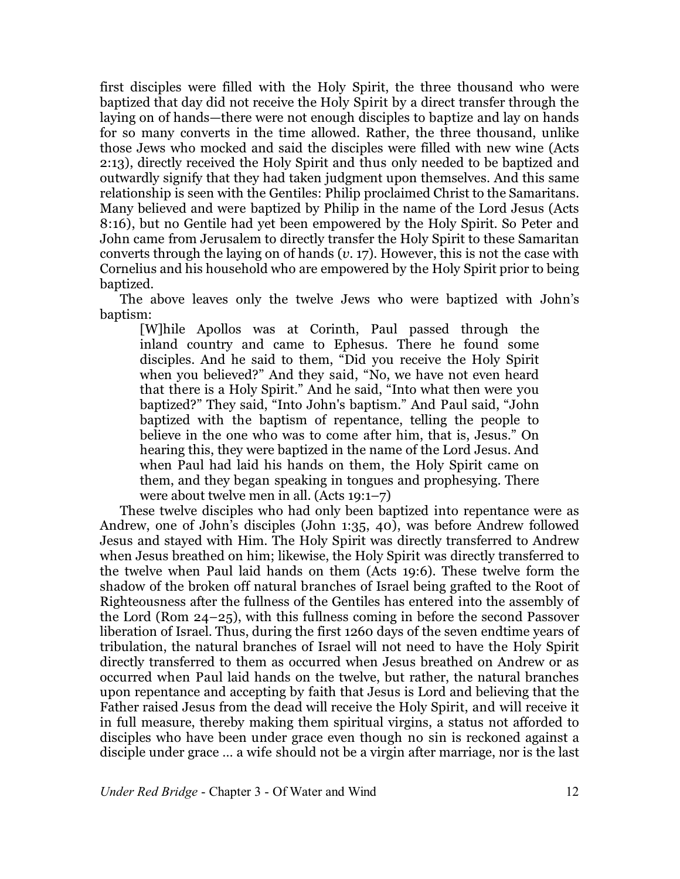first disciples were filled with the Holy Spirit, the three thousand who were baptized that day did not receive the Holy Spirit by a direct transfer through the laying on of hands—there were not enough disciples to baptize and lay on hands for so many converts in the time allowed. Rather, the three thousand, unlike those Jews who mocked and said the disciples were filled with new wine (Acts 2:13), directly received the Holy Spirit and thus only needed to be baptized and outwardly signify that they had taken judgment upon themselves. And this same relationship is seen with the Gentiles: Philip proclaimed Christ to the Samaritans. Many believed and were baptized by Philip in the name of the Lord Jesus (Acts 8:16), but no Gentile had yet been empowered by the Holy Spirit. So Peter and John came from Jerusalem to directly transfer the Holy Spirit to these Samaritan converts through the laying on of hands (*v.* 17). However, this is not the case with Cornelius and his household who are empowered by the Holy Spirit prior to being baptized.

The above leaves only the twelve Jews who were baptized with John's baptism:

> [W]hile Apollos was at Corinth, Paul passed through the inland country and came to Ephesus. There he found some disciples. And he said to them, "Did you receive the Holy Spirit when you believed?" And they said, "No, we have not even heard that there is a Holy Spirit." And he said, "Into what then were you baptized?" They said, "Into John's baptism." And Paul said, "John baptized with the baptism of repentance, telling the people to believe in the one who was to come after him, that is, Jesus." On hearing this, they were baptized in the name of the Lord Jesus. And when Paul had laid his hands on them, the Holy Spirit came on them, and they began speaking in tongues and prophesying. There were about twelve men in all. (Acts 19:1–7)

These twelve disciples who had only been baptized into repentance were as Andrew, one of John's disciples (John 1:35, 40), was before Andrew followed Jesus and stayed with Him. The Holy Spirit was directly transferred to Andrew when Jesus breathed on him; likewise, the Holy Spirit was directly transferred to the twelve when Paul laid hands on them (Acts 19:6). These twelve form the shadow of the broken off natural branches of Israel being grafted to the Root of Righteousness after the fullness of the Gentiles has entered into the assembly of the Lord (Rom 24–25), with this fullness coming in before the second Passover liberation of Israel. Thus, during the first 1260 days of the seven endtime years of tribulation, the natural branches of Israel will not need to have the Holy Spirit directly transferred to them as occurred when Jesus breathed on Andrew or as occurred when Paul laid hands on the twelve, but rather, the natural branches upon repentance and accepting by faith that Jesus is Lord and believing that the Father raised Jesus from the dead will receive the Holy Spirit, and will receive it in full measure, thereby making them spiritual virgins, a status not afforded to disciples who have been under grace even though no sin is reckoned against a disciple under grace … a wife should not be a virgin after marriage, nor is the last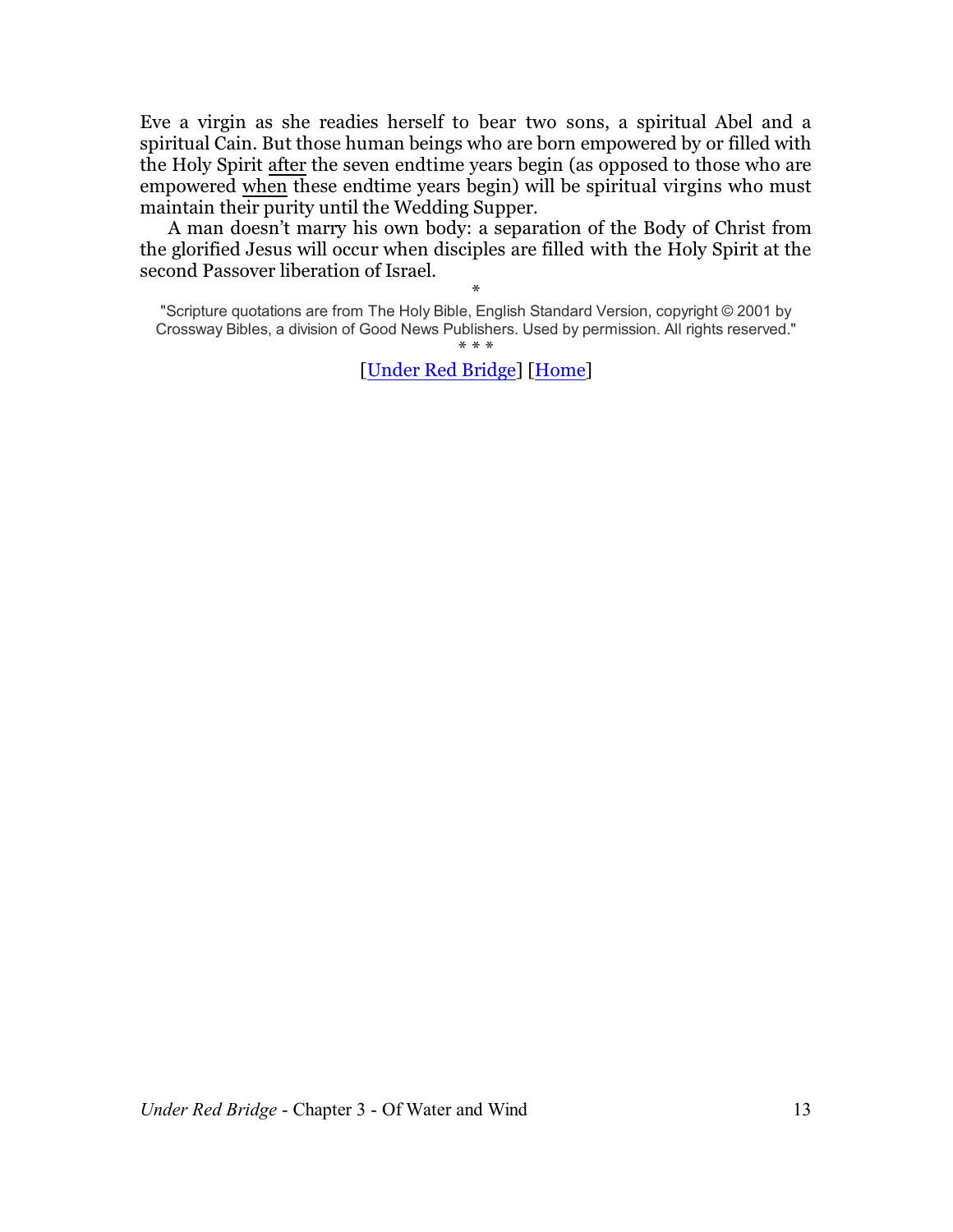Eve a virgin as she readies herself to bear two sons, a spiritual Abel and a spiritual Cain. But those human beings who are born empowered by or filled with the Holy Spirit after the seven endtime years begin (as opposed to those who are empowered when these endtime years begin) will be spiritual virgins who must maintain their purity until the Wedding Supper.

A man doesn't marry his own body: a separation of the Body of Christ from the glorified Jesus will occur when disciples are filled with the Holy Spirit at the second Passover liberation of Israel.

*

"Scripture quotations are from The Holy Bible, English Standard Version, copyright © 2001 by Crossway Bibles, a division of Good News Publishers. Used by permission. All rights reserved."

* * *

[Under Red Bridge] [Home]